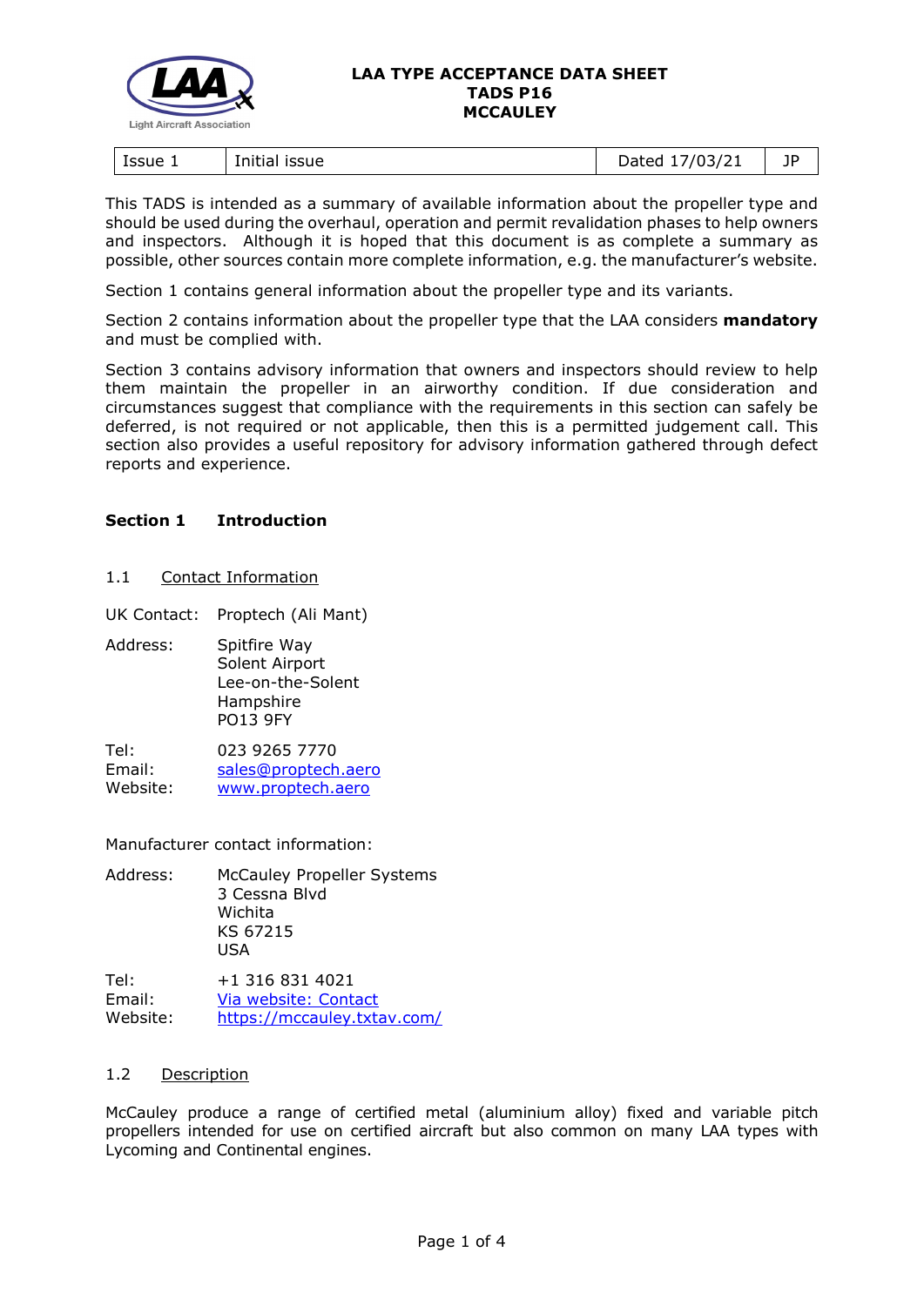# LAA TYPE ACCEPTANCE DATA SHEET
## TADS P16
## MCCAULEY

| Issue 1 | Initial issue | Dated 17/03/21 | JP |
|---|---|---|---|

This TADS is intended as a summary of available information about the propeller type and should be used during the overhaul, operation and permit revalidation phases to help owners and inspectors. Although it is hoped that this document is as complete a summary as possible, other sources contain more complete information, e.g. the manufacturer's website.

Section 1 contains general information about the propeller type and its variants.

Section 2 contains information about the propeller type that the LAA considers **mandatory** and must be complied with.

Section 3 contains advisory information that owners and inspectors should review to help them maintain the propeller in an airworthy condition. If due consideration and circumstances suggest that compliance with the requirements in this section can safely be deferred, is not required or not applicable, then this is a permitted judgement call. This section also provides a useful repository for advisory information gathered through defect reports and experience.

## Section 1 Introduction

### 1.1 Contact Information

UK Contact: Proptech (Ali Mant)

Address: Spitfire Way
Solent Airport
Lee-on-the-Solent
Hampshire
PO13 9FY

Tel: 023 9265 7770
Email: sales@proptech.aero
Website: www.proptech.aero

Manufacturer contact information:

Address: McCauley Propeller Systems
3 Cessna Blvd
Wichita
KS 67215
USA

Tel: +1 316 831 4021
Email: Via website: Contact
Website: https://mccauley.txtav.com/

### 1.2 Description

McCauley produce a range of certified metal (aluminium alloy) fixed and variable pitch propellers intended for use on certified aircraft but also common on many LAA types with Lycoming and Continental engines.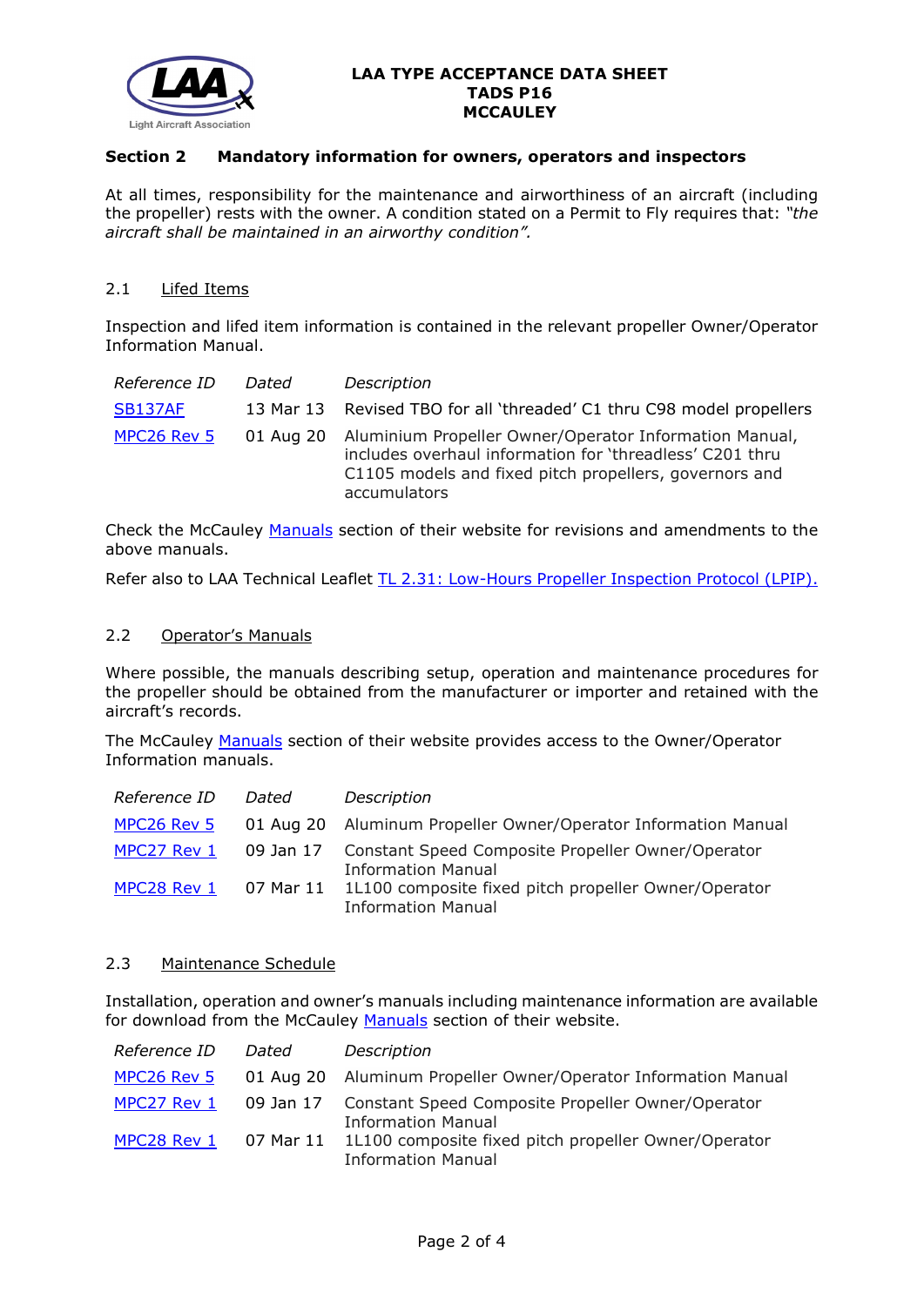### Section 2 Mandatory information for owners, operators and inspectors

At all times, responsibility for the maintenance and airworthiness of an aircraft (including the propeller) rests with the owner. A condition stated on a Permit to Fly requires that: *"the aircraft shall be maintained in an airworthy condition".*

#### 2.1 Lifed Items

Inspection and lifed item information is contained in the relevant propeller Owner/Operator Information Manual.

| *Reference ID* | *Dated* | *Description* |
|---|---|---|
| SB137AF | 13 Mar 13 | Revised TBO for all 'threaded' C1 thru C98 model propellers |
| MPC26 Rev 5 | 01 Aug 20 | Aluminium Propeller Owner/Operator Information Manual, includes overhaul information for 'threadless' C201 thru C1105 models and fixed pitch propellers, governors and accumulators |

Check the McCauley Manuals section of their website for revisions and amendments to the above manuals.

Refer also to LAA Technical Leaflet TL 2.31: Low-Hours Propeller Inspection Protocol (LPIP).

#### 2.2 Operator's Manuals

Where possible, the manuals describing setup, operation and maintenance procedures for the propeller should be obtained from the manufacturer or importer and retained with the aircraft's records.

The McCauley Manuals section of their website provides access to the Owner/Operator Information manuals.

| *Reference ID* | *Dated* | *Description* |
|---|---|---|
| MPC26 Rev 5 | 01 Aug 20 | Aluminum Propeller Owner/Operator Information Manual |
| MPC27 Rev 1 | 09 Jan 17 | Constant Speed Composite Propeller Owner/Operator Information Manual |
| MPC28 Rev 1 | 07 Mar 11 | 1L100 composite fixed pitch propeller Owner/Operator Information Manual |

#### 2.3 Maintenance Schedule

Installation, operation and owner's manuals including maintenance information are available for download from the McCauley Manuals section of their website.

| *Reference ID* | *Dated* | *Description* |
|---|---|---|
| MPC26 Rev 5 | 01 Aug 20 | Aluminum Propeller Owner/Operator Information Manual |
| MPC27 Rev 1 | 09 Jan 17 | Constant Speed Composite Propeller Owner/Operator Information Manual |
| MPC28 Rev 1 | 07 Mar 11 | 1L100 composite fixed pitch propeller Owner/Operator Information Manual |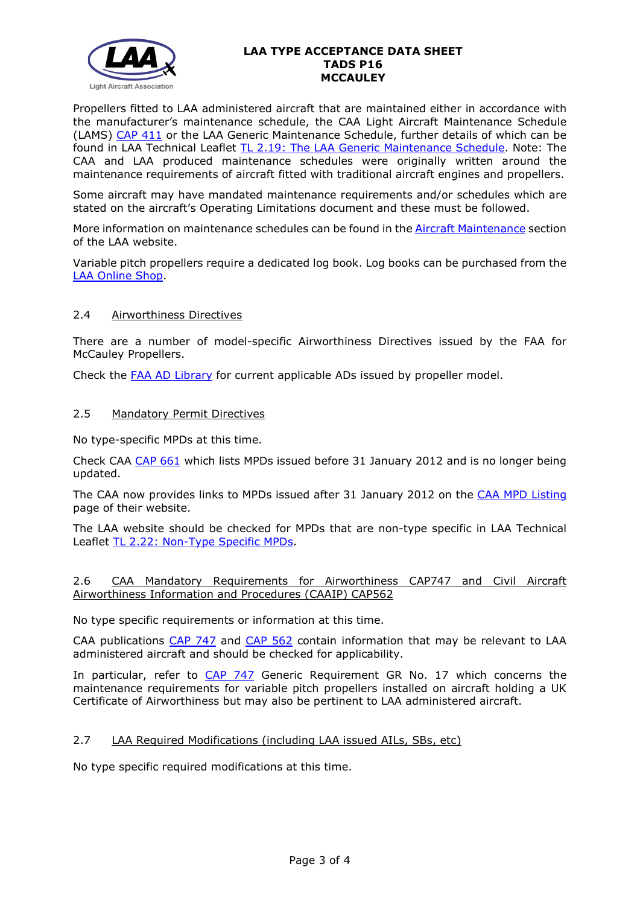Propellers fitted to LAA administered aircraft that are maintained either in accordance with the manufacturer's maintenance schedule, the CAA Light Aircraft Maintenance Schedule (LAMS) CAP 411 or the LAA Generic Maintenance Schedule, further details of which can be found in LAA Technical Leaflet TL 2.19: The LAA Generic Maintenance Schedule. Note: The CAA and LAA produced maintenance schedules were originally written around the maintenance requirements of aircraft fitted with traditional aircraft engines and propellers.

Some aircraft may have mandated maintenance requirements and/or schedules which are stated on the aircraft's Operating Limitations document and these must be followed.

More information on maintenance schedules can be found in the Aircraft Maintenance section of the LAA website.

Variable pitch propellers require a dedicated log book. Log books can be purchased from the LAA Online Shop.

### 2.4 Airworthiness Directives

There are a number of model-specific Airworthiness Directives issued by the FAA for McCauley Propellers.

Check the FAA AD Library for current applicable ADs issued by propeller model.

### 2.5 Mandatory Permit Directives

No type-specific MPDs at this time.

Check CAA CAP 661 which lists MPDs issued before 31 January 2012 and is no longer being updated.

The CAA now provides links to MPDs issued after 31 January 2012 on the CAA MPD Listing page of their website.

The LAA website should be checked for MPDs that are non-type specific in LAA Technical Leaflet TL 2.22: Non-Type Specific MPDs.

### 2.6 CAA Mandatory Requirements for Airworthiness CAP747 and Civil Aircraft Airworthiness Information and Procedures (CAAIP) CAP562

No type specific requirements or information at this time.

CAA publications CAP 747 and CAP 562 contain information that may be relevant to LAA administered aircraft and should be checked for applicability.

In particular, refer to CAP 747 Generic Requirement GR No. 17 which concerns the maintenance requirements for variable pitch propellers installed on aircraft holding a UK Certificate of Airworthiness but may also be pertinent to LAA administered aircraft.

### 2.7 LAA Required Modifications (including LAA issued AILs, SBs, etc)

No type specific required modifications at this time.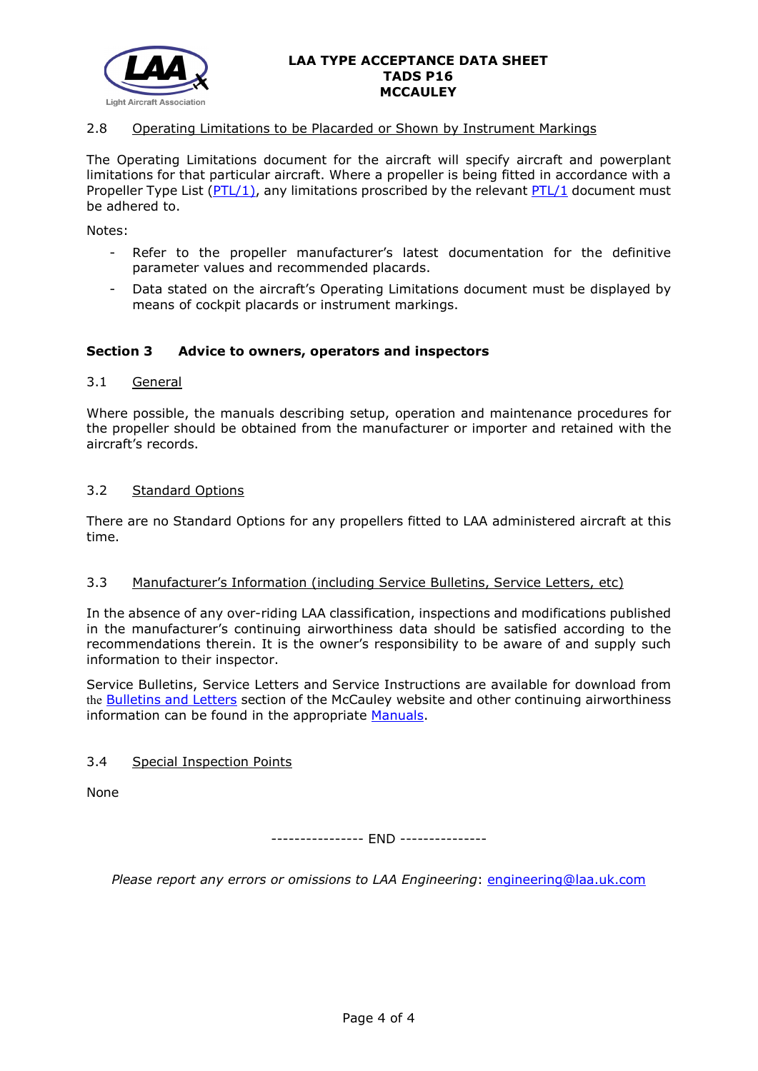### 2.8 Operating Limitations to be Placarded or Shown by Instrument Markings

The Operating Limitations document for the aircraft will specify aircraft and powerplant limitations for that particular aircraft. Where a propeller is being fitted in accordance with a Propeller Type List (PTL/1), any limitations proscribed by the relevant PTL/1 document must be adhered to.

Notes:

- Refer to the propeller manufacturer's latest documentation for the definitive parameter values and recommended placards.
- Data stated on the aircraft's Operating Limitations document must be displayed by means of cockpit placards or instrument markings.

## Section 3 Advice to owners, operators and inspectors

### 3.1 General

Where possible, the manuals describing setup, operation and maintenance procedures for the propeller should be obtained from the manufacturer or importer and retained with the aircraft's records.

### 3.2 Standard Options

There are no Standard Options for any propellers fitted to LAA administered aircraft at this time.

### 3.3 Manufacturer's Information (including Service Bulletins, Service Letters, etc)

In the absence of any over-riding LAA classification, inspections and modifications published in the manufacturer's continuing airworthiness data should be satisfied according to the recommendations therein. It is the owner's responsibility to be aware of and supply such information to their inspector.

Service Bulletins, Service Letters and Service Instructions are available for download from the Bulletins and Letters section of the McCauley website and other continuing airworthiness information can be found in the appropriate Manuals.

### 3.4 Special Inspection Points

None

---------------- END ---------------

*Please report any errors or omissions to LAA Engineering*: engineering@laa.uk.com